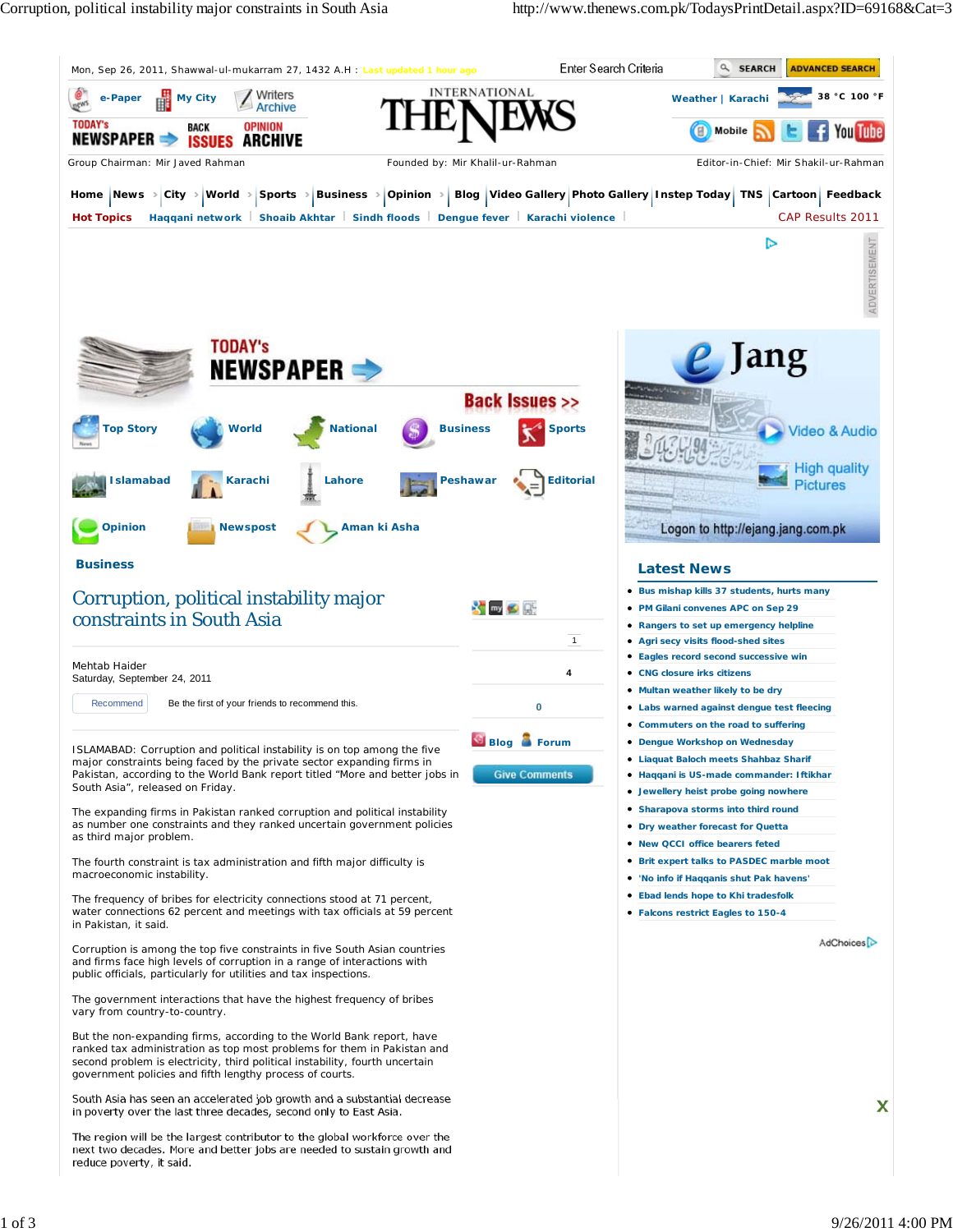# Corruption, political instability major constraints in South Asia

Mehtab Haider
Saturday, September 24, 2011

ISLAMABAD: Corruption and political instability is on top among the five major constraints being faced by the private sector expanding firms in Pakistan, according to the World Bank report titled "More and better jobs in South Asia", released on Friday.

The expanding firms in Pakistan ranked corruption and political instability as number one constraints and they ranked uncertain government policies as third major problem.

The fourth constraint is tax administration and fifth major difficulty is macroeconomic instability.

The frequency of bribes for electricity connections stood at 71 percent, water connections 62 percent and meetings with tax officials at 59 percent in Pakistan, it said.

Corruption is among the top five constraints in five South Asian countries and firms face high levels of corruption in a range of interactions with public officials, particularly for utilities and tax inspections.

The government interactions that have the highest frequency of bribes vary from country-to-country.

But the non-expanding firms, according to the World Bank report, have ranked tax administration as top most problems for them in Pakistan and second problem is electricity, third political instability, fourth uncertain government policies and fifth lengthy process of courts.

South Asia has seen an accelerated job growth and a substantial decrease in poverty over the last three decades, second only to East Asia.

The region will be the largest contributor to the global workforce over the next two decades. More and better jobs are needed to sustain growth and reduce poverty, it said.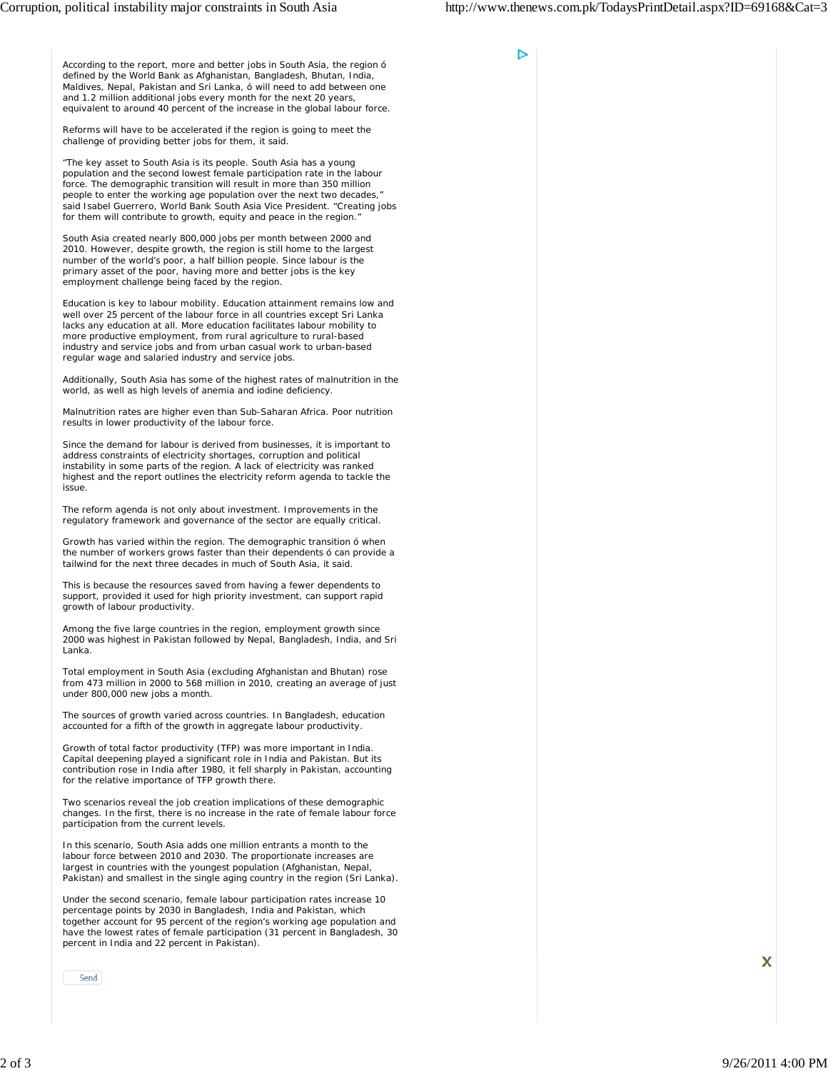According to the report, more and better jobs in South Asia, the region ó defined by the World Bank as Afghanistan, Bangladesh, Bhutan, India, Maldives, Nepal, Pakistan and Sri Lanka, ó will need to add between one and 1.2 million additional jobs every month for the next 20 years, equivalent to around 40 percent of the increase in the global labour force.

Reforms will have to be accelerated if the region is going to meet the challenge of providing better jobs for them, it said.

"The key asset to South Asia is its people. South Asia has a young population and the second lowest female participation rate in the labour force. The demographic transition will result in more than 350 million people to enter the working age population over the next two decades," said Isabel Guerrero, World Bank South Asia Vice President. "Creating jobs for them will contribute to growth, equity and peace in the region."

South Asia created nearly 800,000 jobs per month between 2000 and 2010. However, despite growth, the region is still home to the largest number of the world's poor, a half billion people. Since labour is the primary asset of the poor, having more and better jobs is the key employment challenge being faced by the region.

Education is key to labour mobility. Education attainment remains low and well over 25 percent of the labour force in all countries except Sri Lanka lacks any education at all. More education facilitates labour mobility to more productive employment, from rural agriculture to rural-based industry and service jobs and from urban casual work to urban-based regular wage and salaried industry and service jobs.

Additionally, South Asia has some of the highest rates of malnutrition in the world, as well as high levels of anemia and iodine deficiency.

Malnutrition rates are higher even than Sub-Saharan Africa. Poor nutrition results in lower productivity of the labour force.

Since the demand for labour is derived from businesses, it is important to address constraints of electricity shortages, corruption and political instability in some parts of the region. A lack of electricity was ranked highest and the report outlines the electricity reform agenda to tackle the issue.

The reform agenda is not only about investment. Improvements in the regulatory framework and governance of the sector are equally critical.

Growth has varied within the region. The demographic transition ó when the number of workers grows faster than their dependents ó can provide a tailwind for the next three decades in much of South Asia, it said.

This is because the resources saved from having a fewer dependents to support, provided it used for high priority investment, can support rapid growth of labour productivity.

Among the five large countries in the region, employment growth since 2000 was highest in Pakistan followed by Nepal, Bangladesh, India, and Sri Lanka.

Total employment in South Asia (excluding Afghanistan and Bhutan) rose from 473 million in 2000 to 568 million in 2010, creating an average of just under 800,000 new jobs a month.

The sources of growth varied across countries. In Bangladesh, education accounted for a fifth of the growth in aggregate labour productivity.

Growth of total factor productivity (TFP) was more important in India. Capital deepening played a significant role in India and Pakistan. But its contribution rose in India after 1980, it fell sharply in Pakistan, accounting for the relative importance of TFP growth there.

Two scenarios reveal the job creation implications of these demographic changes. In the first, there is no increase in the rate of female labour force participation from the current levels.

In this scenario, South Asia adds one million entrants a month to the labour force between 2010 and 2030. The proportionate increases are largest in countries with the youngest population (Afghanistan, Nepal, Pakistan) and smallest in the single aging country in the region (Sri Lanka).

Under the second scenario, female labour participation rates increase 10 percentage points by 2030 in Bangladesh, India and Pakistan, which together account for 95 percent of the region's working age population and have the lowest rates of female participation (31 percent in Bangladesh, 30 percent in India and 22 percent in Pakistan).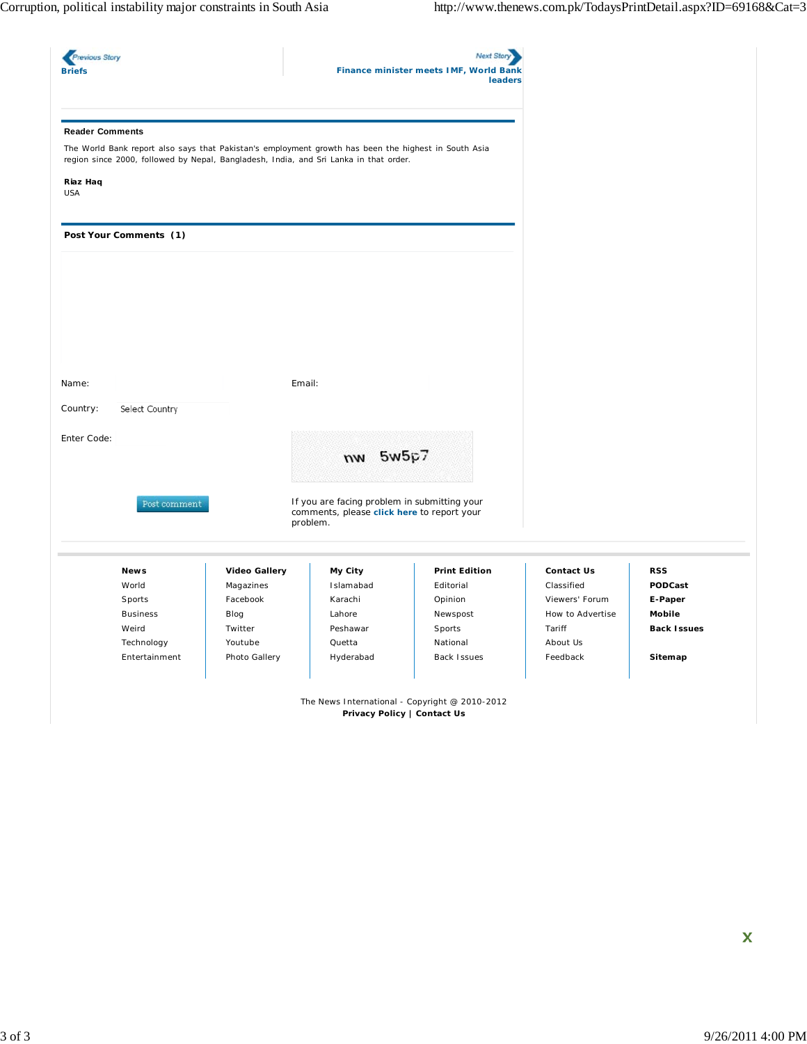Previous Story
**Briefs**

Next Story
**Finance minister meets IMF, World Bank leaders**

**Reader Comments**

The World Bank report also says that Pakistan's employment growth has been the highest in South Asia region since 2000, followed by Nepal, Bangladesh, India, and Sri Lanka in that order.

**Riaz Haq**
USA

**Post Your Comments (1)**

Name:

Email:

Country: Select Country

Enter Code:

Post comment

If you are facing problem in submitting your comments, please **click here** to report your problem.

| **News** | **Video Gallery** | **My City** | **Print Edition** | **Contact Us** | **RSS** |
|---|---|---|---|---|---|
| World | Magazines | Islamabad | Editorial | Classified | **PODCast** |
| Sports | Facebook | Karachi | Opinion | Viewers' Forum | **E-Paper** |
| Business | Blog | Lahore | Newspost | How to Advertise | **Mobile** |
| Weird | Twitter | Peshawar | Sports | Tariff | **Back Issues** |
| Technology | Youtube | Quetta | National | About Us | |
| Entertainment | Photo Gallery | Hyderabad | Back Issues | Feedback | **Sitemap** |

The News International - Copyright @ 2010-2012
**Privacy Policy** | **Contact Us**